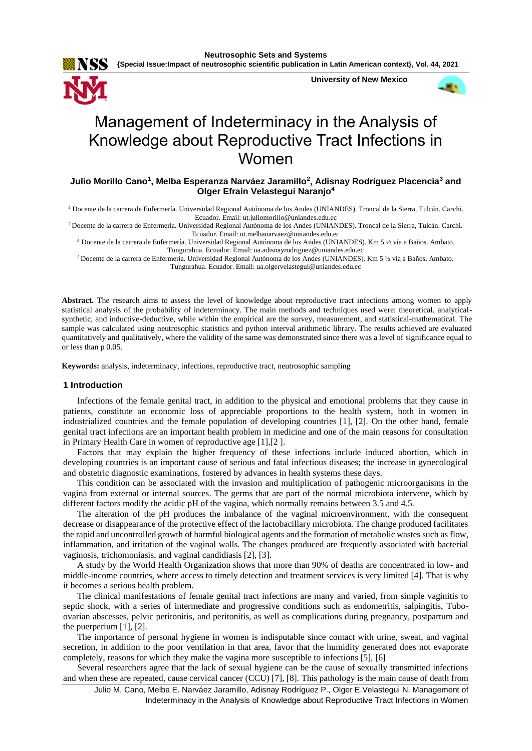# Management of Indeterminacy in the Analysis of Knowledge about Reproductive Tract Infections in Women

**Julio Morillo Cano[1], Melba Esperanza Narváez Jaramillo[2], Adisnay Rodríguez Placencia[3] and Olger Efraín Velastegui Naranjo[4]**

[1] Docente de la carrera de Enfermería. Universidad Regional Autónoma de los Andes (UNIANDES). Troncal de la Sierra, Tulcán. Carchi. Ecuador. Email: ut.juliomorillo@uniandes.edu.ec

[2] Docente de la carrera de Enfermería. Universidad Regional Autónoma de los Andes (UNIANDES). Troncal de la Sierra, Tulcán. Carchi. Ecuador. Email: ut.melbanarvaez@uniandes.edu.ec

[3] Docente de la carrera de Enfermería. Universidad Regional Autónoma de los Andes (UNIANDES). Km 5 ½ vía a Baños. Ambato. Tungurahua. Ecuador. Email: ua.adisnayrodriguez@uniandes.edu.ec

[4] Docente de la carrera de Enfermería. Universidad Regional Autónoma de los Andes (UNIANDES). Km 5 ½ vía a Baños. Ambato. Tungurahua. Ecuador. Email: ua.olgervelastegui@uniandes.edu.ec

**Abstract.** The research aims to assess the level of knowledge about reproductive tract infections among women to apply statistical analysis of the probability of indeterminacy. The main methods and techniques used were: theoretical, analytical-synthetic, and inductive-deductive, while within the empirical are the survey, measurement, and statistical-mathematical. The sample was calculated using neutrosophic statistics and python interval arithmetic library. The results achieved are evaluated quantitatively and qualitatively, where the validity of the same was demonstrated since there was a level of significance equal to or less than p 0.05.

**Keywords:** analysis, indeterminacy, infections, reproductive tract, neutrosophic sampling

## 1 Introduction

Infections of the female genital tract, in addition to the physical and emotional problems that they cause in patients, constitute an economic loss of appreciable proportions to the health system, both in women in industrialized countries and the female population of developing countries [1], [2]. On the other hand, female genital tract infections are an important health problem in medicine and one of the main reasons for consultation in Primary Health Care in women of reproductive age [1],[2 ].

Factors that may explain the higher frequency of these infections include induced abortion, which in developing countries is an important cause of serious and fatal infectious diseases; the increase in gynecological and obstetric diagnostic examinations, fostered by advances in health systems these days.

This condition can be associated with the invasion and multiplication of pathogenic microorganisms in the vagina from external or internal sources. The germs that are part of the normal microbiota intervene, which by different factors modify the acidic pH of the vagina, which normally remains between 3.5 and 4.5.

The alteration of the pH produces the imbalance of the vaginal microenvironment, with the consequent decrease or disappearance of the protective effect of the lactobacillary microbiota. The change produced facilitates the rapid and uncontrolled growth of harmful biological agents and the formation of metabolic wastes such as flow, inflammation, and irritation of the vaginal walls. The changes produced are frequently associated with bacterial vaginosis, trichomoniasis, and vaginal candidiasis [2], [3].

A study by the World Health Organization shows that more than 90% of deaths are concentrated in low- and middle-income countries, where access to timely detection and treatment services is very limited [4]. That is why it becomes a serious health problem.

The clinical manifestations of female genital tract infections are many and varied, from simple vaginitis to septic shock, with a series of intermediate and progressive conditions such as endometritis, salpingitis, Tubo-ovarian abscesses, pelvic peritonitis, and peritonitis, as well as complications during pregnancy, postpartum and the puerperium [1], [2].

The importance of personal hygiene in women is indisputable since contact with urine, sweat, and vaginal secretion, in addition to the poor ventilation in that area, favor that the humidity generated does not evaporate completely, reasons for which they make the vagina more susceptible to infections [5], [6]

Several researchers agree that the lack of sexual hygiene can be the cause of sexually transmitted infections and when these are repeated, cause cervical cancer (CCU) [7], [8]. This pathology is the main cause of death from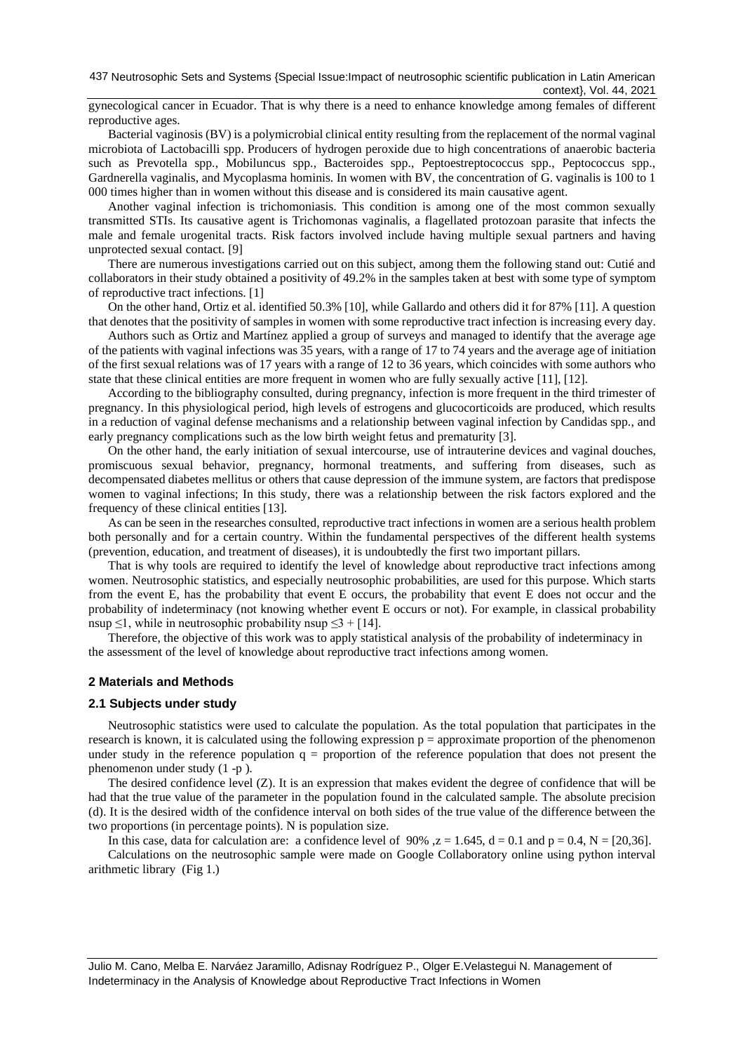gynecological cancer in Ecuador. That is why there is a need to enhance knowledge among females of different reproductive ages.

Bacterial vaginosis (BV) is a polymicrobial clinical entity resulting from the replacement of the normal vaginal microbiota of Lactobacilli spp. Producers of hydrogen peroxide due to high concentrations of anaerobic bacteria such as Prevotella spp., Mobiluncus spp., Bacteroides spp., Peptoestreptococcus spp., Peptococcus spp., Gardnerella vaginalis, and Mycoplasma hominis. In women with BV, the concentration of G. vaginalis is 100 to 1 000 times higher than in women without this disease and is considered its main causative agent.

Another vaginal infection is trichomoniasis. This condition is among one of the most common sexually transmitted STIs. Its causative agent is Trichomonas vaginalis, a flagellated protozoan parasite that infects the male and female urogenital tracts. Risk factors involved include having multiple sexual partners and having unprotected sexual contact. [9]

There are numerous investigations carried out on this subject, among them the following stand out: Cutié and collaborators in their study obtained a positivity of 49.2% in the samples taken at best with some type of symptom of reproductive tract infections. [1]

On the other hand, Ortiz et al. identified 50.3% [10], while Gallardo and others did it for 87% [11]. A question that denotes that the positivity of samples in women with some reproductive tract infection is increasing every day.

Authors such as Ortiz and Martínez applied a group of surveys and managed to identify that the average age of the patients with vaginal infections was 35 years, with a range of 17 to 74 years and the average age of initiation of the first sexual relations was of 17 years with a range of 12 to 36 years, which coincides with some authors who state that these clinical entities are more frequent in women who are fully sexually active [11], [12].

According to the bibliography consulted, during pregnancy, infection is more frequent in the third trimester of pregnancy. In this physiological period, high levels of estrogens and glucocorticoids are produced, which results in a reduction of vaginal defense mechanisms and a relationship between vaginal infection by Candidas spp., and early pregnancy complications such as the low birth weight fetus and prematurity [3].

On the other hand, the early initiation of sexual intercourse, use of intrauterine devices and vaginal douches, promiscuous sexual behavior, pregnancy, hormonal treatments, and suffering from diseases, such as decompensated diabetes mellitus or others that cause depression of the immune system, are factors that predispose women to vaginal infections; In this study, there was a relationship between the risk factors explored and the frequency of these clinical entities [13].

As can be seen in the researches consulted, reproductive tract infections in women are a serious health problem both personally and for a certain country. Within the fundamental perspectives of the different health systems (prevention, education, and treatment of diseases), it is undoubtedly the first two important pillars.

That is why tools are required to identify the level of knowledge about reproductive tract infections among women. Neutrosophic statistics, and especially neutrosophic probabilities, are used for this purpose. Which starts from the event E, has the probability that event E occurs, the probability that event E does not occur and the probability of indeterminacy (not knowing whether event E occurs or not). For example, in classical probability nsup $\leq 1$, while in neutrosophic probability nsup $\leq 3+$ [14].

Therefore, the objective of this work was to apply statistical analysis of the probability of indeterminacy in the assessment of the level of knowledge about reproductive tract infections among women.

## 2 Materials and Methods

### 2.1 Subjects under study

Neutrosophic statistics were used to calculate the population. As the total population that participates in the research is known, it is calculated using the following expression $p$ = approximate proportion of the phenomenon under study in the reference population $q$ = proportion of the reference population that does not present the phenomenon under study $(1 - p)$.

The desired confidence level (Z). It is an expression that makes evident the degree of confidence that will be had that the true value of the parameter in the population found in the calculated sample. The absolute precision (d). It is the desired width of the confidence interval on both sides of the true value of the difference between the two proportions (in percentage points). N is population size.

In this case, data for calculation are: a confidence level of 90% ,$z = 1.645$, $d = 0.1$ and $p = 0.4$, $N = [20,36]$.

Calculations on the neutrosophic sample were made on Google Collaboratory online using python interval arithmetic library (Fig 1.)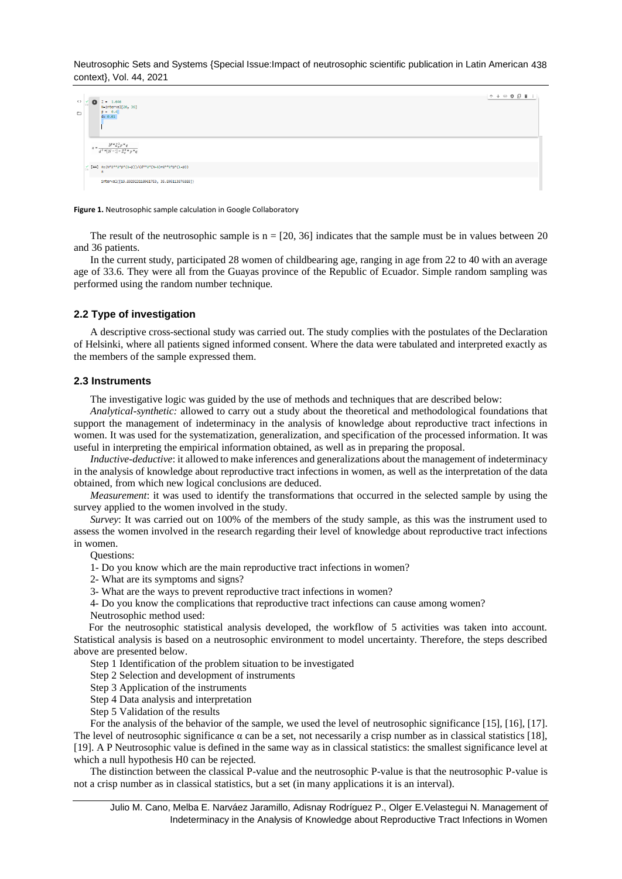```
Z = 1.646
N=Interval[20, 36]
p = 0.4
d= 0.01
```

$$n=\frac{N*Z_{\alpha}^{2}*p*q}{d^{2}*(N-1)+Z_{\alpha}^{2}*p*q}$$

```
[44] n=(N*Z**2*p*(1-p))/(d**2*(N-1)+Z**2*p*(1-p))
     n

     Interval[19.892923118961753, 35.895113876888]
```

**Figure 1.** Neutrosophic sample calculation in Google Collaboratory

The result of the neutrosophic sample is n = [20, 36] indicates that the sample must be in values between 20 and 36 patients.

In the current study, participated 28 women of childbearing age, ranging in age from 22 to 40 with an average age of 33.6. They were all from the Guayas province of the Republic of Ecuador. Simple random sampling was performed using the random number technique.

### 2.2 Type of investigation

A descriptive cross-sectional study was carried out. The study complies with the postulates of the Declaration of Helsinki, where all patients signed informed consent. Where the data were tabulated and interpreted exactly as the members of the sample expressed them.

### 2.3 Instruments

The investigative logic was guided by the use of methods and techniques that are described below:

*Analytical-synthetic:* allowed to carry out a study about the theoretical and methodological foundations that support the management of indeterminacy in the analysis of knowledge about reproductive tract infections in women. It was used for the systematization, generalization, and specification of the processed information. It was useful in interpreting the empirical information obtained, as well as in preparing the proposal.

*Inductive-deductive*: it allowed to make inferences and generalizations about the management of indeterminacy in the analysis of knowledge about reproductive tract infections in women, as well as the interpretation of the data obtained, from which new logical conclusions are deduced.

*Measurement*: it was used to identify the transformations that occurred in the selected sample by using the survey applied to the women involved in the study.

*Survey*: It was carried out on 100% of the members of the study sample, as this was the instrument used to assess the women involved in the research regarding their level of knowledge about reproductive tract infections in women.

Questions:

1- Do you know which are the main reproductive tract infections in women?

2- What are its symptoms and signs?

3- What are the ways to prevent reproductive tract infections in women?

4- Do you know the complications that reproductive tract infections can cause among women?

Neutrosophic method used:

For the neutrosophic statistical analysis developed, the workflow of 5 activities was taken into account. Statistical analysis is based on a neutrosophic environment to model uncertainty. Therefore, the steps described above are presented below.

Step 1 Identification of the problem situation to be investigated

Step 2 Selection and development of instruments

Step 3 Application of the instruments

Step 4 Data analysis and interpretation

Step 5 Validation of the results

For the analysis of the behavior of the sample, we used the level of neutrosophic significance [15], [16], [17]. The level of neutrosophic significance α can be a set, not necessarily a crisp number as in classical statistics [18], [19]. A P Neutrosophic value is defined in the same way as in classical statistics: the smallest significance level at which a null hypothesis H0 can be rejected.

The distinction between the classical P-value and the neutrosophic P-value is that the neutrosophic P-value is not a crisp number as in classical statistics, but a set (in many applications it is an interval).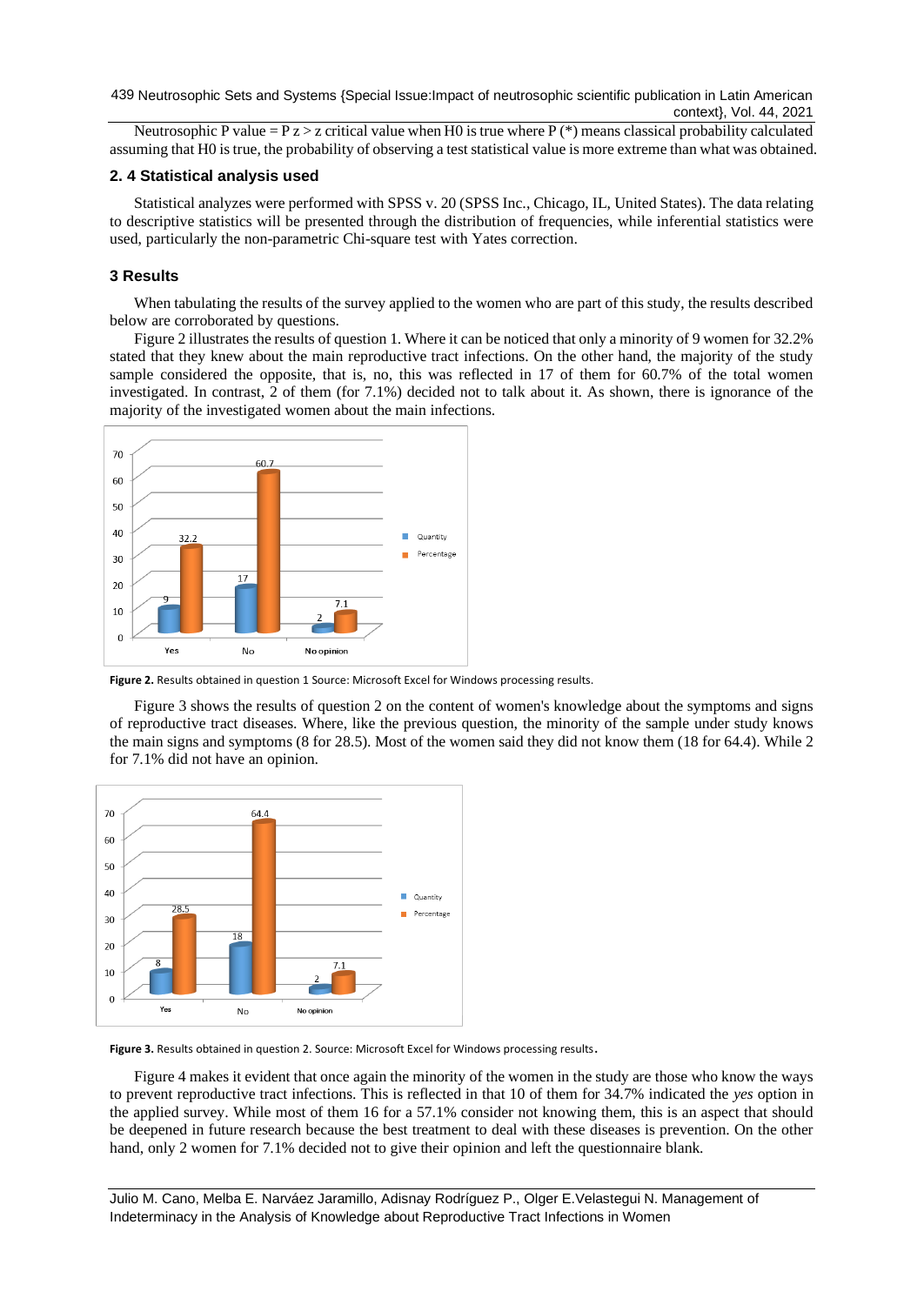Neutrosophic P value = P z > z critical value when H0 is true where P (*) means classical probability calculated assuming that H0 is true, the probability of observing a test statistical value is more extreme than what was obtained.

### 2. 4 Statistical analysis used

Statistical analyzes were performed with SPSS v. 20 (SPSS Inc., Chicago, IL, United States). The data relating to descriptive statistics will be presented through the distribution of frequencies, while inferential statistics were used, particularly the non-parametric Chi-square test with Yates correction.

## 3 Results

When tabulating the results of the survey applied to the women who are part of this study, the results described below are corroborated by questions.

Figure 2 illustrates the results of question 1. Where it can be noticed that only a minority of 9 women for 32.2% stated that they knew about the main reproductive tract infections. On the other hand, the majority of the study sample considered the opposite, that is, no, this was reflected in 17 of them for 60.7% of the total women investigated. In contrast, 2 of them (for 7.1%) decided not to talk about it. As shown, there is ignorance of the majority of the investigated women about the main infections.

**Figure 2.** Results obtained in question 1 Source: Microsoft Excel for Windows processing results.

Figure 3 shows the results of question 2 on the content of women's knowledge about the symptoms and signs of reproductive tract diseases. Where, like the previous question, the minority of the sample under study knows the main signs and symptoms (8 for 28.5). Most of the women said they did not know them (18 for 64.4). While 2 for 7.1% did not have an opinion.

**Figure 3.** Results obtained in question 2. Source: Microsoft Excel for Windows processing results.

Figure 4 makes it evident that once again the minority of the women in the study are those who know the ways to prevent reproductive tract infections. This is reflected in that 10 of them for 34.7% indicated the *yes* option in the applied survey. While most of them 16 for a 57.1% consider not knowing them, this is an aspect that should be deepened in future research because the best treatment to deal with these diseases is prevention. On the other hand, only 2 women for 7.1% decided not to give their opinion and left the questionnaire blank.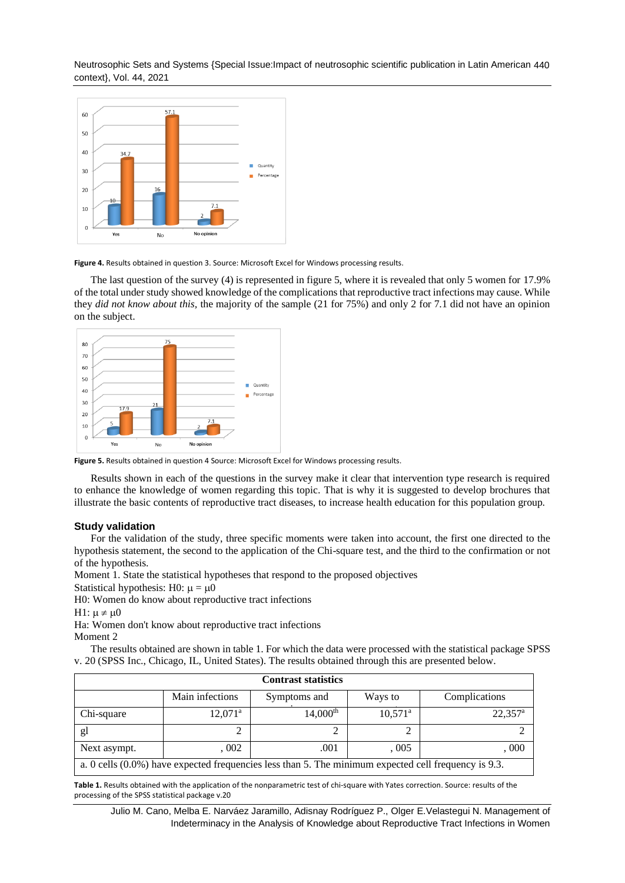Figure 4. Results obtained in question 3. Source: Microsoft Excel for Windows processing results.

The last question of the survey (4) is represented in figure 5, where it is revealed that only 5 women for 17.9% of the total under study showed knowledge of the complications that reproductive tract infections may cause. While they *did not know about this*, the majority of the sample (21 for 75%) and only 2 for 7.1 did not have an opinion on the subject.

Figure 5. Results obtained in question 4 Source: Microsoft Excel for Windows processing results.

Results shown in each of the questions in the survey make it clear that intervention type research is required to enhance the knowledge of women regarding this topic. That is why it is suggested to develop brochures that illustrate the basic contents of reproductive tract diseases, to increase health education for this population group.

## Study validation

For the validation of the study, three specific moments were taken into account, the first one directed to the hypothesis statement, the second to the application of the Chi-square test, and the third to the confirmation or not of the hypothesis.

Moment 1. State the statistical hypotheses that respond to the proposed objectives

Statistical hypothesis: H0: $\mu = \mu 0$

H0: Women do know about reproductive tract infections

H1: $\mu \neq \mu 0$

Ha: Women don't know about reproductive tract infections

Moment 2

The results obtained are shown in table 1. For which the data were processed with the statistical package SPSS v. 20 (SPSS Inc., Chicago, IL, United States). The results obtained through this are presented below.

| Contrast statistics | | | | |
|---|---|---|---|---|
| | Main infections | Symptoms and | Ways to | Complications |
| Chi-square | 12,071[a] | 14,000[th] | 10,571[a] | 22,357[a] |
| gl | 2 | 2 | 2 | 2 |
| Next asympt. | , 002 | .001 | , 005 | , 000 |
| a. 0 cells (0.0%) have expected frequencies less than 5. The minimum expected cell frequency is 9.3. | | | | |

Table 1. Results obtained with the application of the nonparametric test of chi-square with Yates correction. Source: results of the processing of the SPSS statistical package v.20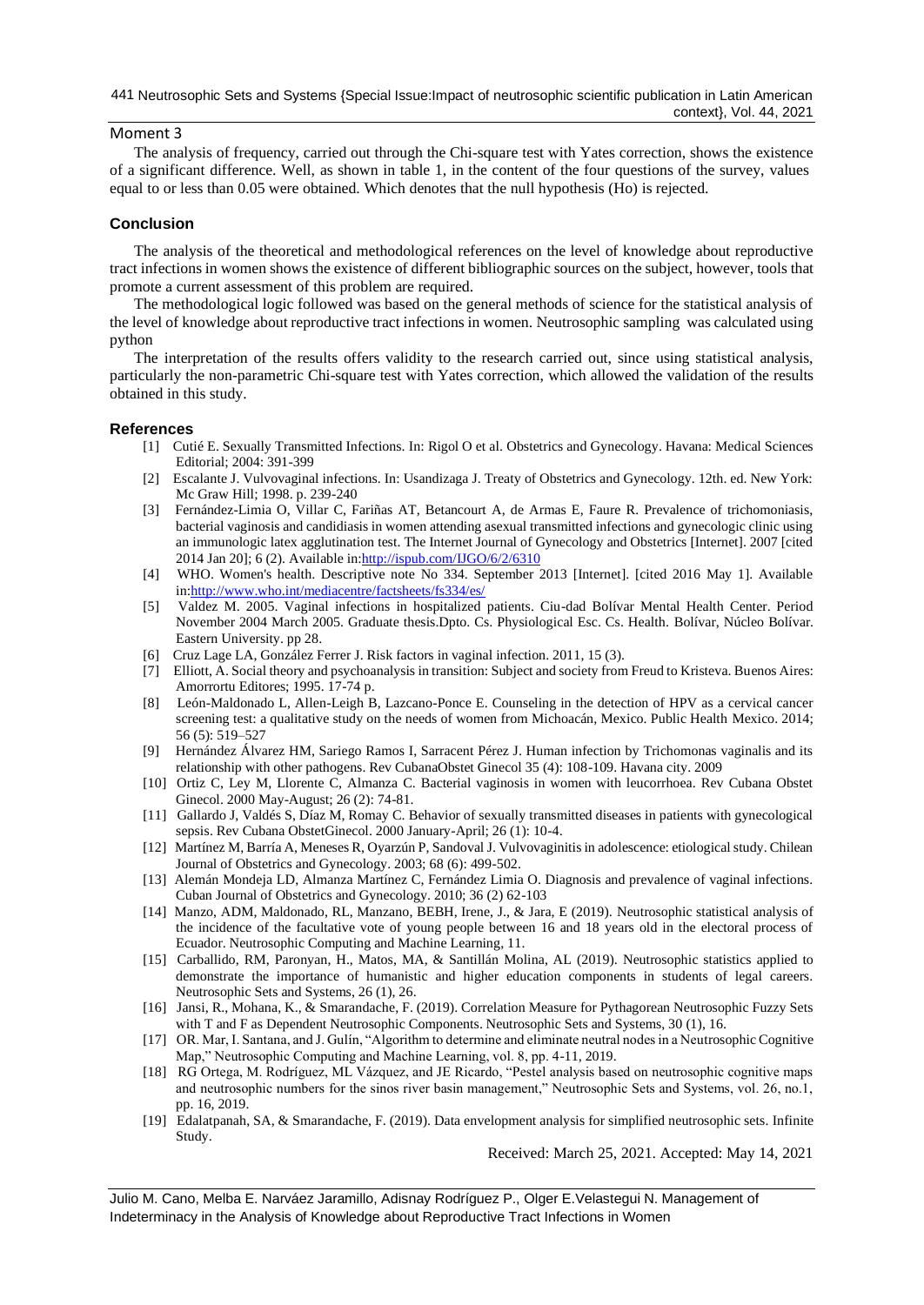### Moment 3

The analysis of frequency, carried out through the Chi-square test with Yates correction, shows the existence of a significant difference. Well, as shown in table 1, in the content of the four questions of the survey, values equal to or less than 0.05 were obtained. Which denotes that the null hypothesis (Ho) is rejected.

## Conclusion

The analysis of the theoretical and methodological references on the level of knowledge about reproductive tract infections in women shows the existence of different bibliographic sources on the subject, however, tools that promote a current assessment of this problem are required.

The methodological logic followed was based on the general methods of science for the statistical analysis of the level of knowledge about reproductive tract infections in women. Neutrosophic sampling was calculated using python

The interpretation of the results offers validity to the research carried out, since using statistical analysis, particularly the non-parametric Chi-square test with Yates correction, which allowed the validation of the results obtained in this study.

## References

[1] Cutié E. Sexually Transmitted Infections. In: Rigol O et al. Obstetrics and Gynecology. Havana: Medical Sciences Editorial; 2004: 391-399

[2] Escalante J. Vulvovaginal infections. In: Usandizaga J. Treaty of Obstetrics and Gynecology. 12th. ed. New York: Mc Graw Hill; 1998. p. 239-240

[3] Fernández-Limia O, Villar C, Fariñas AT, Betancourt A, de Armas E, Faure R. Prevalence of trichomoniasis, bacterial vaginosis and candidiasis in women attending asexual transmitted infections and gynecologic clinic using an immunologic latex agglutination test. The Internet Journal of Gynecology and Obstetrics [Internet]. 2007 [cited 2014 Jan 20]; 6 (2). Available in:http://ispub.com/IJGO/6/2/6310

[4] WHO. Women's health. Descriptive note No 334. September 2013 [Internet]. [cited 2016 May 1]. Available in:http://www.who.int/mediacentre/factsheets/fs334/es/

[5] Valdez M. 2005. Vaginal infections in hospitalized patients. Ciu-dad Bolívar Mental Health Center. Period November 2004 March 2005. Graduate thesis.Dpto. Cs. Physiological Esc. Cs. Health. Bolívar, Núcleo Bolívar. Eastern University. pp 28.

[6] Cruz Lage LA, González Ferrer J. Risk factors in vaginal infection. 2011, 15 (3).

[7] Elliott, A. Social theory and psychoanalysis in transition: Subject and society from Freud to Kristeva. Buenos Aires: Amorrortu Editores; 1995. 17-74 p.

[8] León-Maldonado L, Allen-Leigh B, Lazcano-Ponce E. Counseling in the detection of HPV as a cervical cancer screening test: a qualitative study on the needs of women from Michoacán, Mexico. Public Health Mexico. 2014; 56 (5): 519–527

[9] Hernández Álvarez HM, Sariego Ramos I, Sarracent Pérez J. Human infection by Trichomonas vaginalis and its relationship with other pathogens. Rev CubanaObstet Ginecol 35 (4): 108-109. Havana city. 2009

[10] Ortiz C, Ley M, Llorente C, Almanza C. Bacterial vaginosis in women with leucorrhoea. Rev Cubana Obstet Ginecol. 2000 May-August; 26 (2): 74-81.

[11] Gallardo J, Valdés S, Díaz M, Romay C. Behavior of sexually transmitted diseases in patients with gynecological sepsis. Rev Cubana ObstetGinecol. 2000 January-April; 26 (1): 10-4.

[12] Martínez M, Barría A, Meneses R, Oyarzún P, Sandoval J. Vulvovaginitis in adolescence: etiological study. Chilean Journal of Obstetrics and Gynecology. 2003; 68 (6): 499-502.

[13] Alemán Mondeja LD, Almanza Martínez C, Fernández Limia O. Diagnosis and prevalence of vaginal infections. Cuban Journal of Obstetrics and Gynecology. 2010; 36 (2) 62-103

[14] Manzo, ADM, Maldonado, RL, Manzano, BEBH, Irene, J., & Jara, E (2019). Neutrosophic statistical analysis of the incidence of the facultative vote of young people between 16 and 18 years old in the electoral process of Ecuador. Neutrosophic Computing and Machine Learning, 11.

[15] Carballido, RM, Paronyan, H., Matos, MA, & Santillán Molina, AL (2019). Neutrosophic statistics applied to demonstrate the importance of humanistic and higher education components in students of legal careers. Neutrosophic Sets and Systems, 26 (1), 26.

[16] Jansi, R., Mohana, K., & Smarandache, F. (2019). Correlation Measure for Pythagorean Neutrosophic Fuzzy Sets with T and F as Dependent Neutrosophic Components. Neutrosophic Sets and Systems, 30 (1), 16.

[17] OR. Mar, I. Santana, and J. Gulín, "Algorithm to determine and eliminate neutral nodes in a Neutrosophic Cognitive Map," Neutrosophic Computing and Machine Learning, vol. 8, pp. 4-11, 2019.

[18] RG Ortega, M. Rodríguez, ML Vázquez, and JE Ricardo, "Pestel analysis based on neutrosophic cognitive maps and neutrosophic numbers for the sinos river basin management," Neutrosophic Sets and Systems, vol. 26, no.1, pp. 16, 2019.

[19] Edalatpanah, SA, & Smarandache, F. (2019). Data envelopment analysis for simplified neutrosophic sets. Infinite Study.

Received: March 25, 2021. Accepted: May 14, 2021